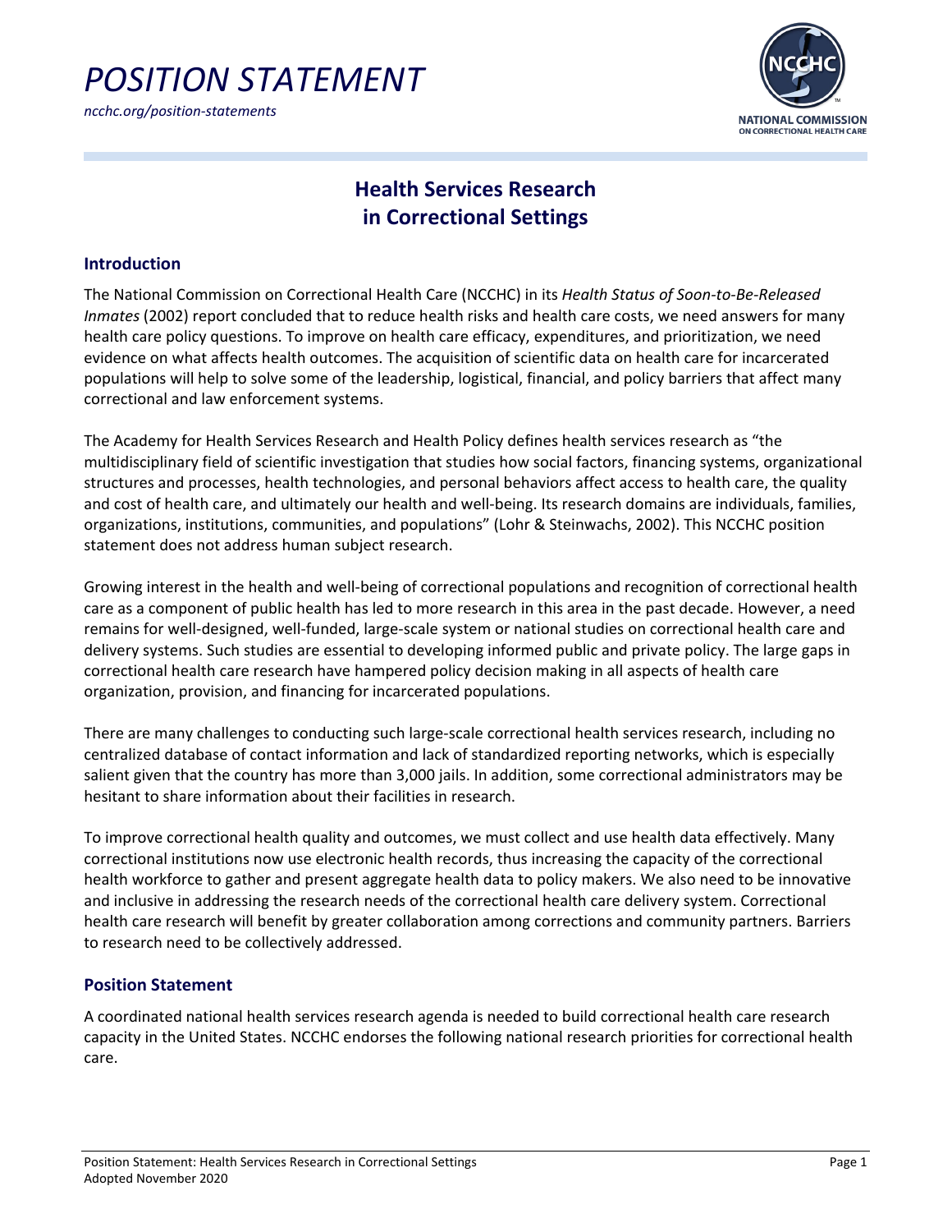# POSITION STATEMENT

*ncchc.org/position-statements*

## Health Services Research in Correctional Settings

### Introduction

The National Commission on Correctional Health Care (NCCHC) in its *Health Status of Soon-to-Be-Released Inmates* (2002) report concluded that to reduce health risks and health care costs, we need answers for many health care policy questions. To improve on health care efficacy, expenditures, and prioritization, we need evidence on what affects health outcomes. The acquisition of scientific data on health care for incarcerated populations will help to solve some of the leadership, logistical, financial, and policy barriers that affect many correctional and law enforcement systems.

The Academy for Health Services Research and Health Policy defines health services research as "the multidisciplinary field of scientific investigation that studies how social factors, financing systems, organizational structures and processes, health technologies, and personal behaviors affect access to health care, the quality and cost of health care, and ultimately our health and well-being. Its research domains are individuals, families, organizations, institutions, communities, and populations" (Lohr & Steinwachs, 2002). This NCCHC position statement does not address human subject research.

Growing interest in the health and well-being of correctional populations and recognition of correctional health care as a component of public health has led to more research in this area in the past decade. However, a need remains for well-designed, well-funded, large-scale system or national studies on correctional health care and delivery systems. Such studies are essential to developing informed public and private policy. The large gaps in correctional health care research have hampered policy decision making in all aspects of health care organization, provision, and financing for incarcerated populations.

There are many challenges to conducting such large-scale correctional health services research, including no centralized database of contact information and lack of standardized reporting networks, which is especially salient given that the country has more than 3,000 jails. In addition, some correctional administrators may be hesitant to share information about their facilities in research.

To improve correctional health quality and outcomes, we must collect and use health data effectively. Many correctional institutions now use electronic health records, thus increasing the capacity of the correctional health workforce to gather and present aggregate health data to policy makers. We also need to be innovative and inclusive in addressing the research needs of the correctional health care delivery system. Correctional health care research will benefit by greater collaboration among corrections and community partners. Barriers to research need to be collectively addressed.

### Position Statement

A coordinated national health services research agenda is needed to build correctional health care research capacity in the United States. NCCHC endorses the following national research priorities for correctional health care.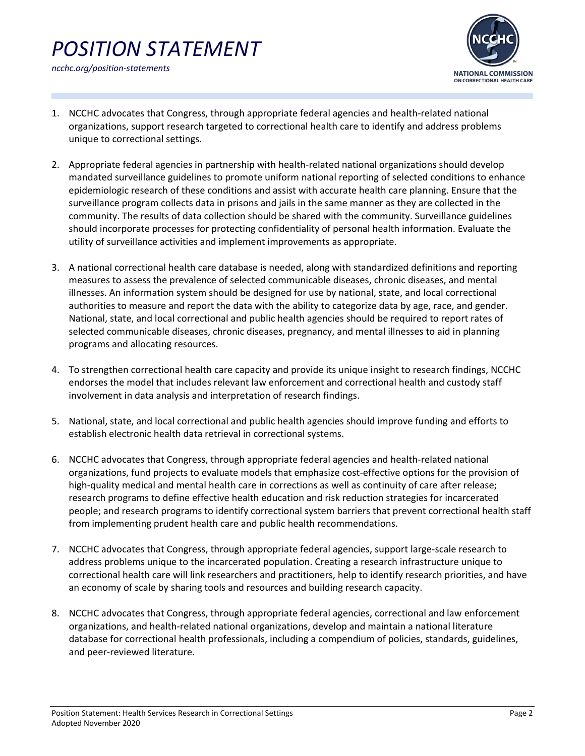1. NCCHC advocates that Congress, through appropriate federal agencies and health-related national organizations, support research targeted to correctional health care to identify and address problems unique to correctional settings.

2. Appropriate federal agencies in partnership with health-related national organizations should develop mandated surveillance guidelines to promote uniform national reporting of selected conditions to enhance epidemiologic research of these conditions and assist with accurate health care planning. Ensure that the surveillance program collects data in prisons and jails in the same manner as they are collected in the community. The results of data collection should be shared with the community. Surveillance guidelines should incorporate processes for protecting confidentiality of personal health information. Evaluate the utility of surveillance activities and implement improvements as appropriate.

3. A national correctional health care database is needed, along with standardized definitions and reporting measures to assess the prevalence of selected communicable diseases, chronic diseases, and mental illnesses. An information system should be designed for use by national, state, and local correctional authorities to measure and report the data with the ability to categorize data by age, race, and gender. National, state, and local correctional and public health agencies should be required to report rates of selected communicable diseases, chronic diseases, pregnancy, and mental illnesses to aid in planning programs and allocating resources.

4. To strengthen correctional health care capacity and provide its unique insight to research findings, NCCHC endorses the model that includes relevant law enforcement and correctional health and custody staff involvement in data analysis and interpretation of research findings.

5. National, state, and local correctional and public health agencies should improve funding and efforts to establish electronic health data retrieval in correctional systems.

6. NCCHC advocates that Congress, through appropriate federal agencies and health-related national organizations, fund projects to evaluate models that emphasize cost-effective options for the provision of high-quality medical and mental health care in corrections as well as continuity of care after release; research programs to define effective health education and risk reduction strategies for incarcerated people; and research programs to identify correctional system barriers that prevent correctional health staff from implementing prudent health care and public health recommendations.

7. NCCHC advocates that Congress, through appropriate federal agencies, support large-scale research to address problems unique to the incarcerated population. Creating a research infrastructure unique to correctional health care will link researchers and practitioners, help to identify research priorities, and have an economy of scale by sharing tools and resources and building research capacity.

8. NCCHC advocates that Congress, through appropriate federal agencies, correctional and law enforcement organizations, and health-related national organizations, develop and maintain a national literature database for correctional health professionals, including a compendium of policies, standards, guidelines, and peer-reviewed literature.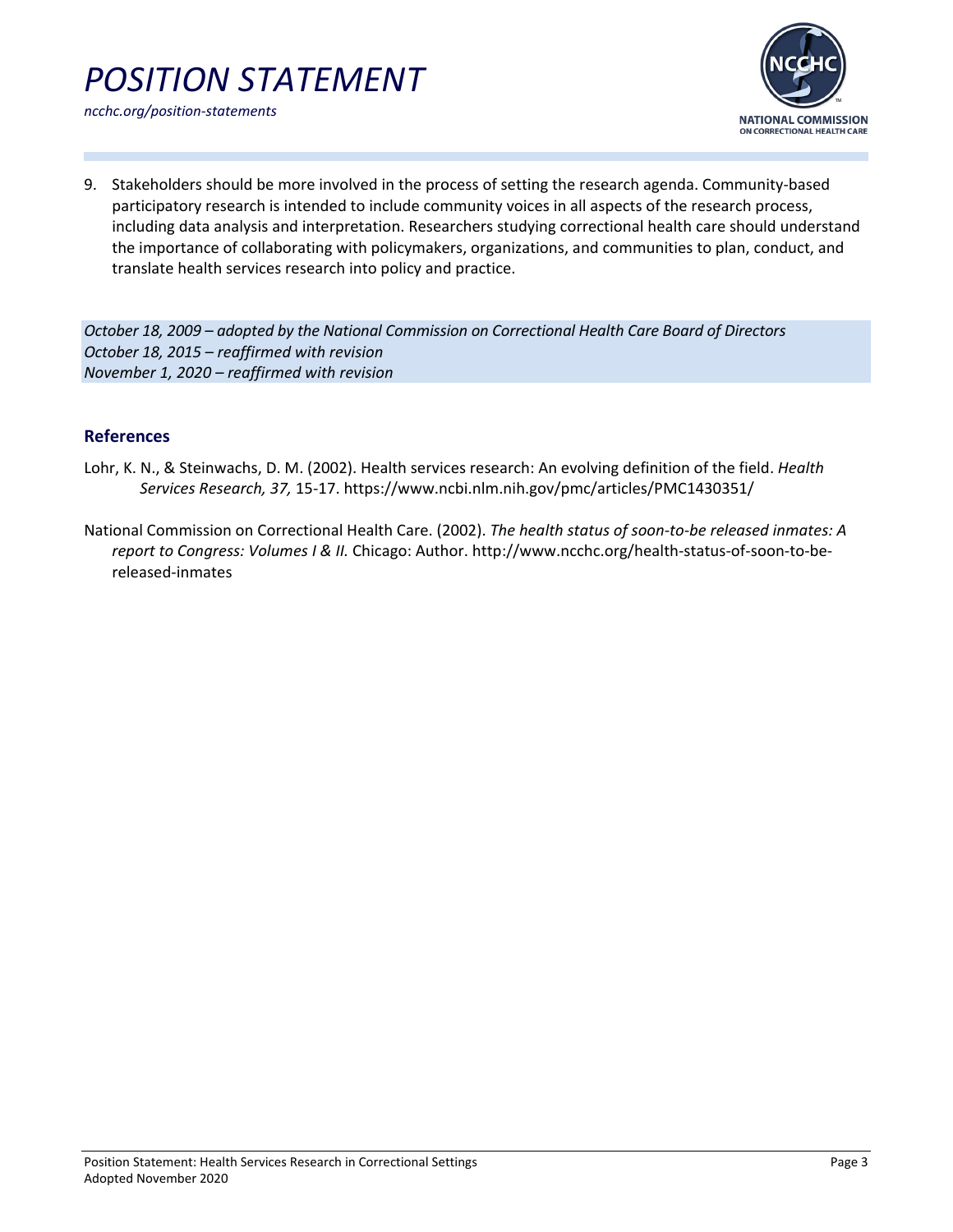9. Stakeholders should be more involved in the process of setting the research agenda. Community-based participatory research is intended to include community voices in all aspects of the research process, including data analysis and interpretation. Researchers studying correctional health care should understand the importance of collaborating with policymakers, organizations, and communities to plan, conduct, and translate health services research into policy and practice.

*October 18, 2009 – adopted by the National Commission on Correctional Health Care Board of Directors*
*October 18, 2015 – reaffirmed with revision*
*November 1, 2020 – reaffirmed with revision*

## References

Lohr, K. N., & Steinwachs, D. M. (2002). Health services research: An evolving definition of the field. *Health Services Research, 37,* 15-17. https://www.ncbi.nlm.nih.gov/pmc/articles/PMC1430351/

National Commission on Correctional Health Care. (2002). *The health status of soon-to-be released inmates: A report to Congress: Volumes I & II.* Chicago: Author. http://www.ncchc.org/health-status-of-soon-to-be-released-inmates